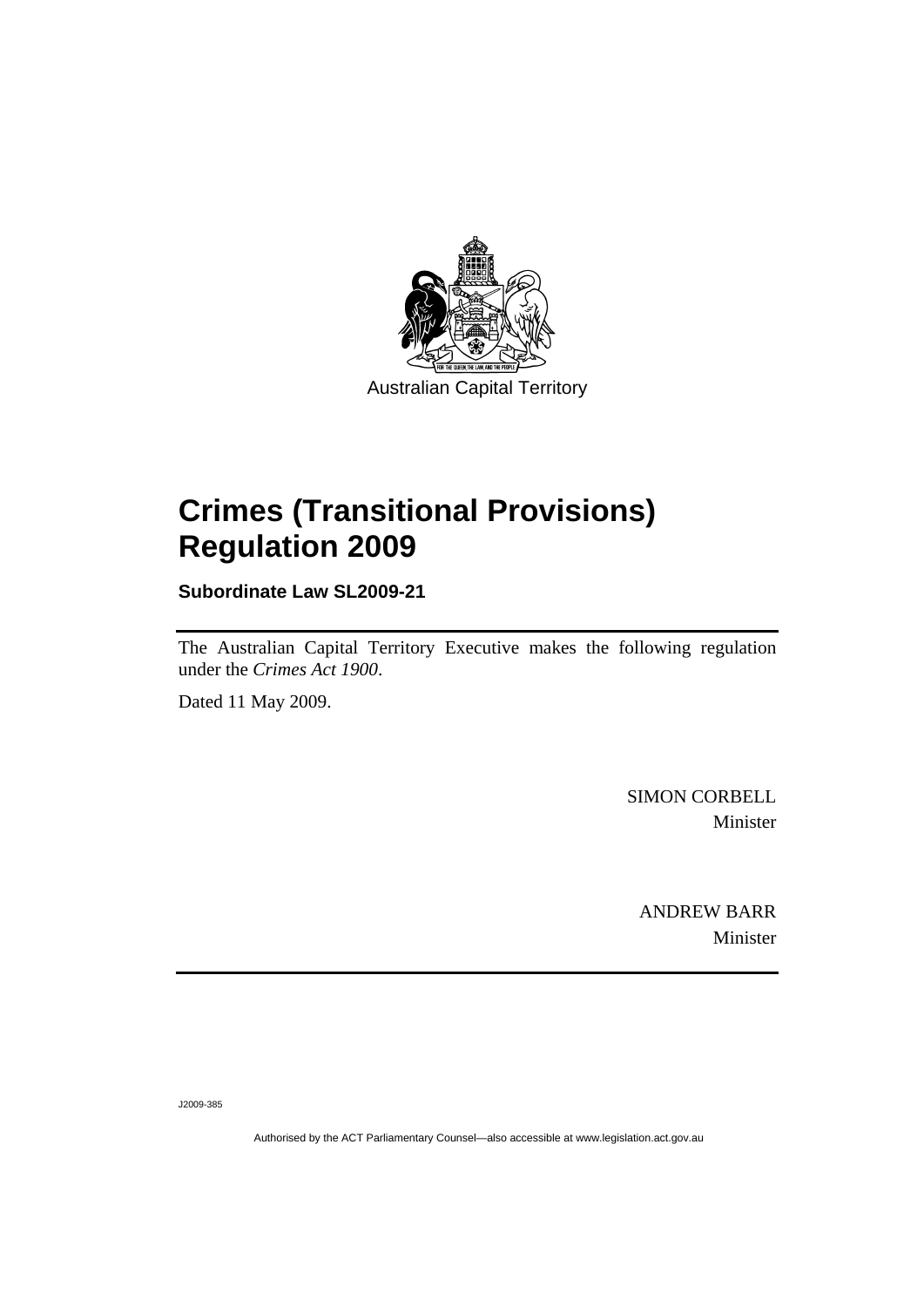Australian Capital Territory

# Crimes (Transitional Provisions) Regulation 2009

**Subordinate Law SL2009-21**

The Australian Capital Territory Executive makes the following regulation under the *Crimes Act 1900*.

Dated 11 May 2009.

SIMON CORBELL
Minister

ANDREW BARR
Minister

J2009-385

Authorised by the ACT Parliamentary Counsel—also accessible at www.legislation.act.gov.au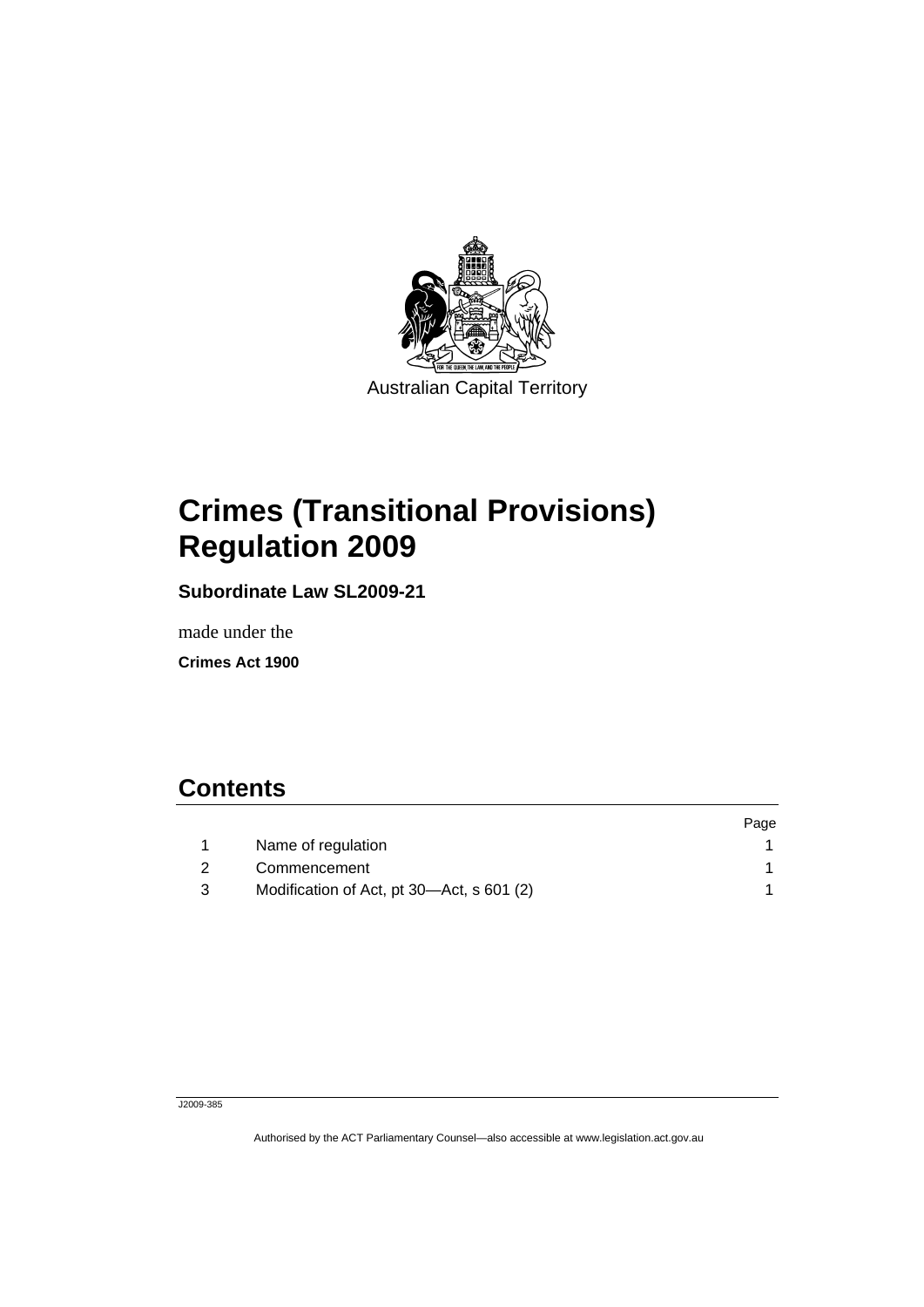Australian Capital Territory

# Crimes (Transitional Provisions) Regulation 2009

**Subordinate Law SL2009-21**

made under the

**Crimes Act 1900**

## Contents

| | | Page |
|---|---|---|
| 1 | Name of regulation | 1 |
| 2 | Commencement | 1 |
| 3 | Modification of Act, pt 30—Act, s 601 (2) | 1 |

J2009-385

Authorised by the ACT Parliamentary Counsel—also accessible at www.legislation.act.gov.au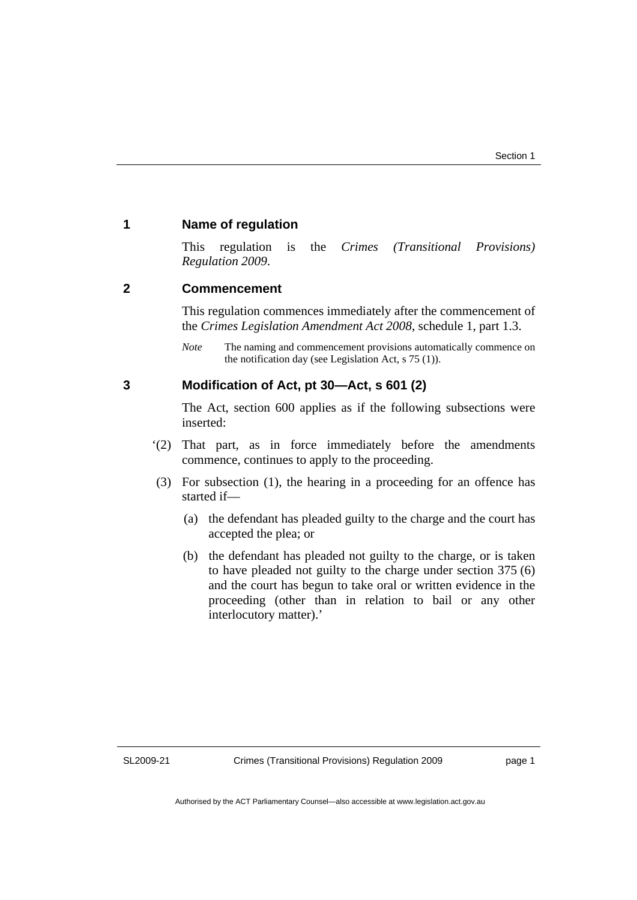## 1 Name of regulation

This regulation is the *Crimes (Transitional Provisions) Regulation 2009*.

## 2 Commencement

This regulation commences immediately after the commencement of the *Crimes Legislation Amendment Act 2008*, schedule 1, part 1.3.

*Note* The naming and commencement provisions automatically commence on the notification day (see Legislation Act, s 75 (1)).

## 3 Modification of Act, pt 30—Act, s 601 (2)

The Act, section 600 applies as if the following subsections were inserted:

'(2) That part, as in force immediately before the amendments commence, continues to apply to the proceeding.

(3) For subsection (1), the hearing in a proceeding for an offence has started if—

(a) the defendant has pleaded guilty to the charge and the court has accepted the plea; or

(b) the defendant has pleaded not guilty to the charge, or is taken to have pleaded not guilty to the charge under section 375 (6) and the court has begun to take oral or written evidence in the proceeding (other than in relation to bail or any other interlocutory matter).'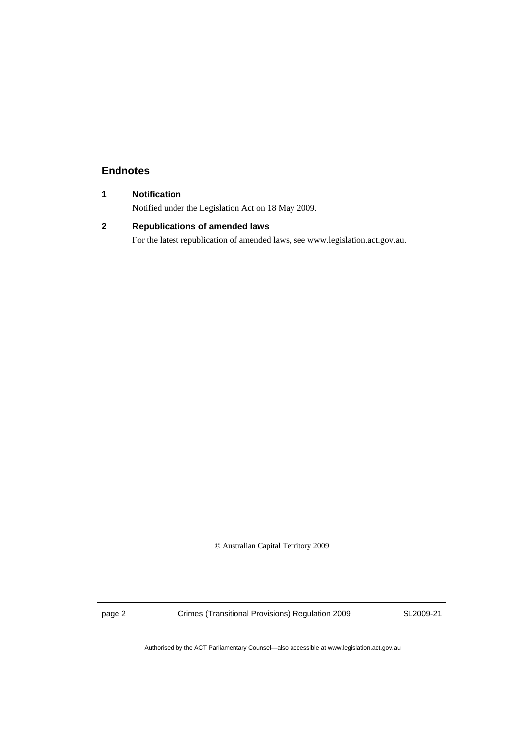## Endnotes

### 1 Notification

Notified under the Legislation Act on 18 May 2009.

### 2 Republications of amended laws

For the latest republication of amended laws, see www.legislation.act.gov.au.

© Australian Capital Territory 2009